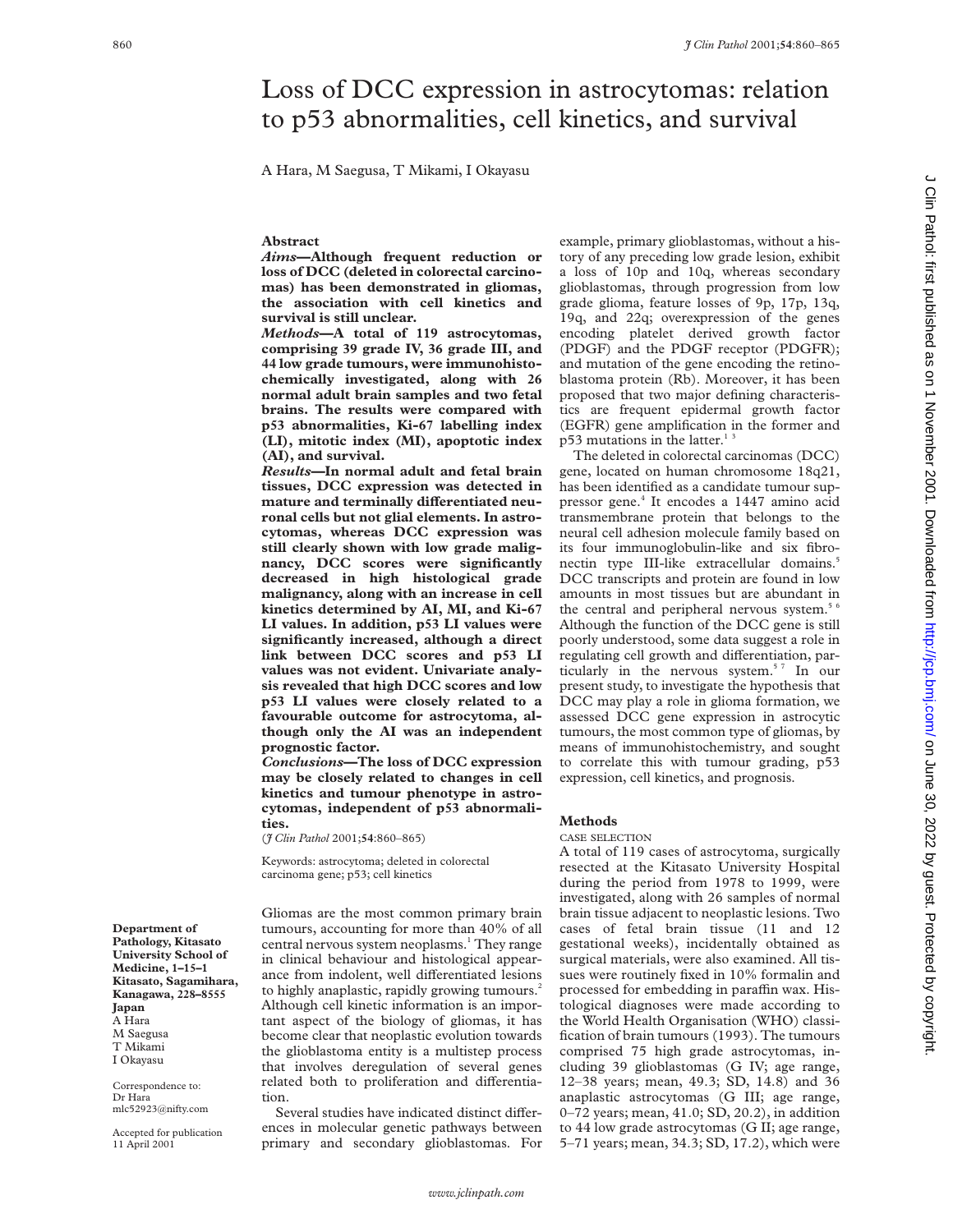# Loss of DCC expression in astrocytomas: relation to p53 abnormalities, cell kinetics, and survival

A Hara, M Saegusa, T Mikami, I Okayasu

## Abstract

***Aims*—Although frequent reduction or loss of DCC (deleted in colorectal carcinomas) has been demonstrated in gliomas, the association with cell kinetics and survival is still unclear.**

***Methods*—A total of 119 astrocytomas, comprising 39 grade IV, 36 grade III, and 44 low grade tumours, were immunohistochemically investigated, along with 26 normal adult brain samples and two fetal brains. The results were compared with p53 abnormalities, Ki-67 labelling index (LI), mitotic index (MI), apoptotic index (AI), and survival.**

***Results*—In normal adult and fetal brain tissues, DCC expression was detected in mature and terminally differentiated neuronal cells but not glial elements. In astrocytomas, whereas DCC expression was still clearly shown with low grade malignancy, DCC scores were significantly decreased in high histological grade malignancy, along with an increase in cell kinetics determined by AI, MI, and Ki-67 LI values. In addition, p53 LI values were significantly increased, although a direct link between DCC scores and p53 LI values was not evident. Univariate analysis revealed that high DCC scores and low p53 LI values were closely related to a favourable outcome for astrocytoma, although only the AI was an independent prognostic factor.**

***Conclusions*—The loss of DCC expression may be closely related to changes in cell kinetics and tumour phenotype in astrocytomas, independent of p53 abnormalities.**

(*J Clin Pathol* 2001;**54**:860–865)

Keywords: astrocytoma; deleted in colorectal carcinoma gene; p53; cell kinetics

**Department of Pathology, Kitasato University School of Medicine, 1–15–1 Kitasato, Sagamihara, Kanagawa, 228–8555 Japan**
A Hara
M Saegusa
T Mikami
I Okayasu

Correspondence to: Dr Hara
mlc52923@nifty.com

Accepted for publication 11 April 2001

Gliomas are the most common primary brain tumours, accounting for more than 40% of all central nervous system neoplasms.[1] They range in clinical behaviour and histological appearance from indolent, well differentiated lesions to highly anaplastic, rapidly growing tumours.[2] Although cell kinetic information is an important aspect of the biology of gliomas, it has become clear that neoplastic evolution towards the glioblastoma entity is a multistep process that involves deregulation of several genes related both to proliferation and differentiation.

Several studies have indicated distinct differences in molecular genetic pathways between primary and secondary glioblastomas. For example, primary glioblastomas, without a history of any preceding low grade lesion, exhibit a loss of 10p and 10q, whereas secondary glioblastomas, through progression from low grade glioma, feature losses of 9p, 17p, 13q, 19q, and 22q; overexpression of the genes encoding platelet derived growth factor (PDGF) and the PDGF receptor (PDGFR); and mutation of the gene encoding the retinoblastoma protein (Rb). Moreover, it has been proposed that two major defining characteristics are frequent epidermal growth factor (EGFR) gene amplification in the former and p53 mutations in the latter.[1 3]

The deleted in colorectal carcinomas (DCC) gene, located on human chromosome 18q21, has been identified as a candidate tumour suppressor gene.[4] It encodes a 1447 amino acid transmembrane protein that belongs to the neural cell adhesion molecule family based on its four immunoglobulin-like and six fibronectin type III-like extracellular domains.[5] DCC transcripts and protein are found in low amounts in most tissues but are abundant in the central and peripheral nervous system.[5 6] Although the function of the DCC gene is still poorly understood, some data suggest a role in regulating cell growth and differentiation, particularly in the nervous system.[5 7] In our present study, to investigate the hypothesis that DCC may play a role in glioma formation, we assessed DCC gene expression in astrocytic tumours, the most common type of gliomas, by means of immunohistochemistry, and sought to correlate this with tumour grading, p53 expression, cell kinetics, and prognosis.

## Methods

### CASE SELECTION

A total of 119 cases of astrocytoma, surgically resected at the Kitasato University Hospital during the period from 1978 to 1999, were investigated, along with 26 samples of normal brain tissue adjacent to neoplastic lesions. Two cases of fetal brain tissue (11 and 12 gestational weeks), incidentally obtained as surgical materials, were also examined. All tissues were routinely fixed in 10% formalin and processed for embedding in paraffin wax. Histological diagnoses were made according to the World Health Organisation (WHO) classification of brain tumours (1993). The tumours comprised 75 high grade astrocytomas, including 39 glioblastomas (G IV; age range, 12–38 years; mean, 49.3; SD, 14.8) and 36 anaplastic astrocytomas (G III; age range, 0–72 years; mean, 41.0; SD, 20.2), in addition to 44 low grade astrocytomas (G II; age range, 5–71 years; mean, 34.3; SD, 17.2), which were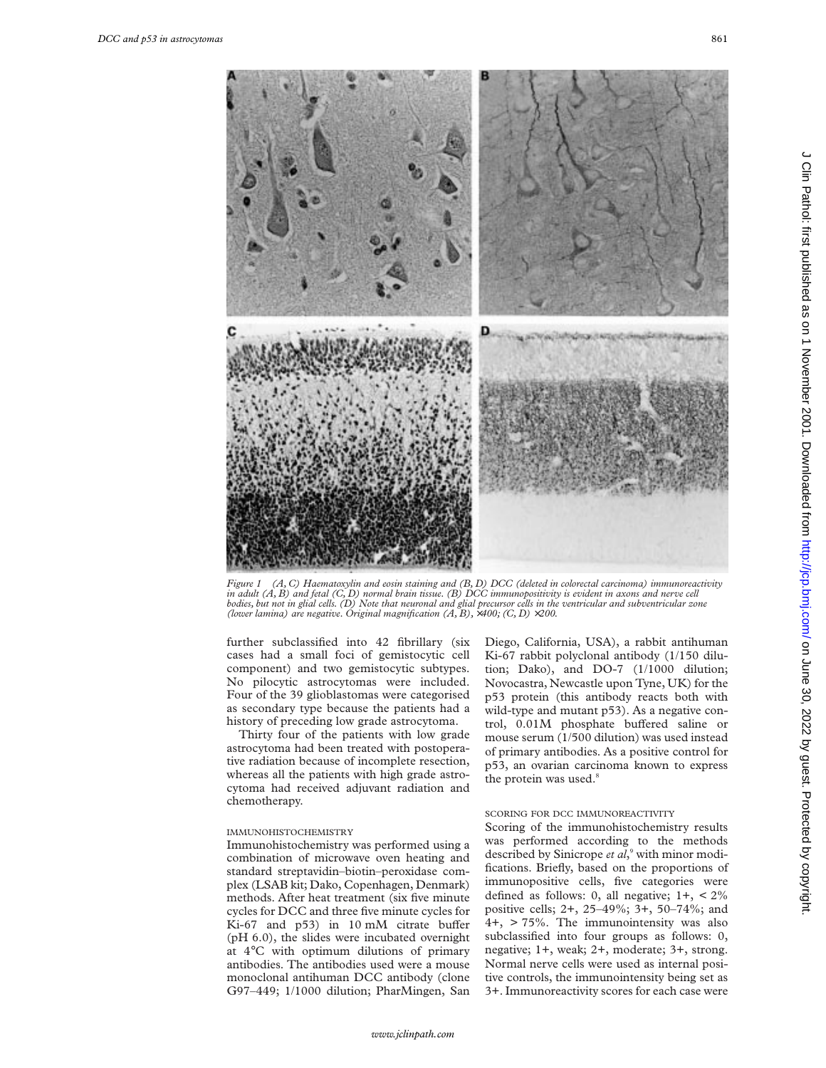Figure 1 (A, C) Haematoxylin and eosin staining and (B, D) DCC (deleted in colorectal carcinoma) immunoreactivity in adult (A, B) and fetal (C, D) normal brain tissue. (B) DCC immunopositivity is evident in axons and nerve cell bodies, but not in glial cells. (D) Note that neuronal and glial precursor cells in the ventricular and subventricular zone (lower lamina) are negative. Original magnification (A, B), ×400; (C, D) ×200.

further subclassified into 42 fibrillary (six cases had a small foci of gemistocytic cell component) and two gemistocytic subtypes. No pilocytic astrocytomas were included. Four of the 39 glioblastomas were categorised as secondary type because the patients had a history of preceding low grade astrocytoma.

Thirty four of the patients with low grade astrocytoma had been treated with postoperative radiation because of incomplete resection, whereas all the patients with high grade astrocytoma had received adjuvant radiation and chemotherapy.

### IMMUNOHISTOCHEMISTRY

Immunohistochemistry was performed using a combination of microwave oven heating and standard streptavidin–biotin–peroxidase complex (LSAB kit; Dako, Copenhagen, Denmark) methods. After heat treatment (six five minute cycles for DCC and three five minute cycles for Ki-67 and p53) in 10 mM citrate buffer (pH 6.0), the slides were incubated overnight at 4°C with optimum dilutions of primary antibodies. The antibodies used were a mouse monoclonal antihuman DCC antibody (clone G97–449; 1/1000 dilution; PharMingen, San Diego, California, USA), a rabbit antihuman Ki-67 rabbit polyclonal antibody (1/150 dilution; Dako), and DO-7 (1/1000 dilution; Novocastra, Newcastle upon Tyne, UK) for the p53 protein (this antibody reacts both with wild-type and mutant p53). As a negative control, 0.01M phosphate buffered saline or mouse serum (1/500 dilution) was used instead of primary antibodies. As a positive control for p53, an ovarian carcinoma known to express the protein was used.[8]

### SCORING FOR DCC IMMUNOREACTIVITY

Scoring of the immunohistochemistry results was performed according to the methods described by Sinicrope *et al*,[9] with minor modifications. Briefly, based on the proportions of immunopositive cells, five categories were defined as follows: 0, all negative; 1+, < 2% positive cells; 2+, 25–49%; 3+, 50–74%; and 4+, > 75%. The immunointensity was also subclassified into four groups as follows: 0, negative; 1+, weak; 2+, moderate; 3+, strong. Normal nerve cells were used as internal positive controls, the immunointensity being set as 3+. Immunoreactivity scores for each case were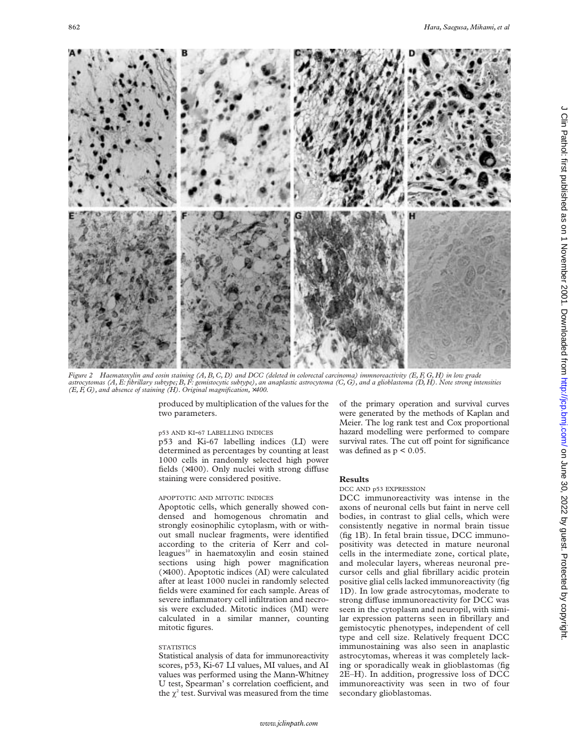Figure 2 Haematoxylin and eosin staining (A, B, C, D) and DCC (deleted in colorectal carcinoma) immnoreactivity (E, F, G, H) in low grade astrocytomas (A, E: fibrillary subtype; B, F: gemistocytic subtype), an anaplastic astrocytoma (C, G), and a glioblastoma (D, H). Note strong intensities (E, F, G), and absence of staining (H). Original magnification, ×400.

produced by multiplication of the values for the two parameters.

#### p53 AND KI-67 LABELLING INDICES

p53 and Ki-67 labelling indices (LI) were determined as percentages by counting at least 1000 cells in randomly selected high power fields (×400). Only nuclei with strong diffuse staining were considered positive.

#### APOPTOTIC AND MITOTIC INDICES

Apoptotic cells, which generally showed condensed and homogenous chromatin and strongly eosinophilic cytoplasm, with or without small nuclear fragments, were identified according to the criteria of Kerr and colleagues[10] in haematoxylin and eosin stained sections using high power magnification (×400). Apoptotic indices (AI) were calculated after at least 1000 nuclei in randomly selected fields were examined for each sample. Areas of severe inflammatory cell infiltration and necrosis were excluded. Mitotic indices (MI) were calculated in a similar manner, counting mitotic figures.

#### STATISTICS

Statistical analysis of data for immunoreactivity scores, p53, Ki-67 LI values, MI values, and AI values was performed using the Mann-Whitney U test, Spearman's correlation coefficient, and the $\chi^2$ test. Survival was measured from the time of the primary operation and survival curves were generated by the methods of Kaplan and Meier. The log rank test and Cox proportional hazard modelling were performed to compare survival rates. The cut off point for significance was defined as $p < 0.05$.

## Results

#### DCC AND p53 EXPRESSION

DCC immunoreactivity was intense in the axons of neuronal cells but faint in nerve cell bodies, in contrast to glial cells, which were consistently negative in normal brain tissue (fig 1B). In fetal brain tissue, DCC immunopositivity was detected in mature neuronal cells in the intermediate zone, cortical plate, and molecular layers, whereas neuronal precursor cells and glial fibrillary acidic protein positive glial cells lacked immunoreactivity (fig 1D). In low grade astrocytomas, moderate to strong diffuse immunoreactivity for DCC was seen in the cytoplasm and neuropil, with similar expression patterns seen in fibrillary and gemistocytic phenotypes, independent of cell type and cell size. Relatively frequent DCC immunostaining was also seen in anaplastic astrocytomas, whereas it was completely lacking or sporadically weak in glioblastomas (fig 2E–H). In addition, progressive loss of DCC immunoreactivity was seen in two of four secondary glioblastomas.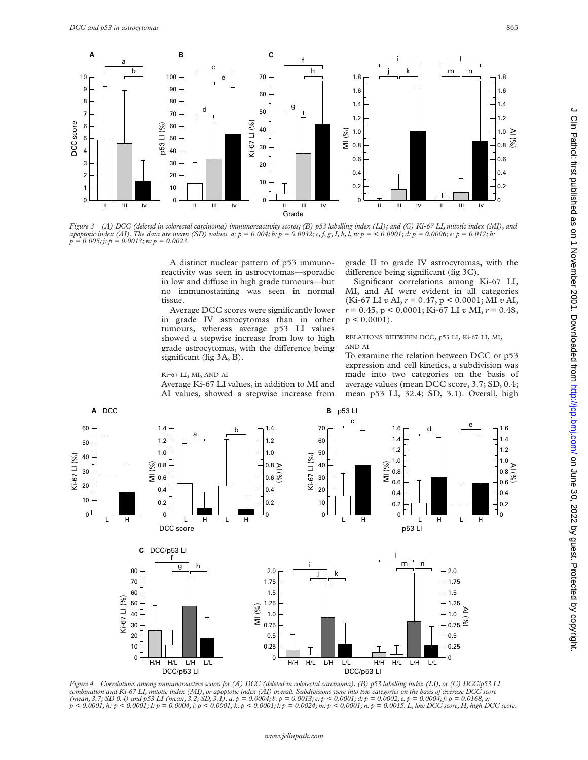*Figure 3 (A) DCC (deleted in colorectal carcinoma) immunoreactivity scores; (B) p53 labelling index (LI); and (C) Ki-67 LI, mitotic index (MI), and apoptotic index (AI). The data are mean (SD) values. a: p = 0.004; b: p = 0.0032; c, f, g, I, k, l, n: p = < 0.0001; d: p = 0.0006; e: p = 0.017; h: p = 0.005; j: p = 0.0013; n: p = 0.0023.*

A distinct nuclear pattern of p53 immunoreactivity was seen in astrocytomas—sporadic in low and diffuse in high grade tumours—but no immunostaining was seen in normal tissue.

Average DCC scores were significantly lower in grade IV astrocytomas than in other tumours, whereas average p53 LI values showed a stepwise increase from low to high grade astrocytomas, with the difference being significant (fig 3A, B).

### Ki-67 LI, MI, AND AI

Average Ki-67 LI values, in addition to MI and AI values, showed a stepwise increase from grade II to grade IV astrocytomas, with the difference being significant (fig 3C).

Significant correlations among Ki-67 LI, MI, and AI were evident in all categories (Ki-67 LI *v* AI, $r = 0.47$, $p < 0.0001$; MI *v* AI, $r = 0.45$, $p < 0.0001$; Ki-67 LI *v* MI, $r = 0.48$, $p < 0.0001$).

### RELATIONS BETWEEN DCC, p53 LI, Ki-67 LI, MI, AND AI

To examine the relation between DCC or p53 expression and cell kinetics, a subdivision was made into two categories on the basis of average values (mean DCC score, 3.7; SD, 0.4; mean p53 LI, 32.4; SD, 3.1). Overall, high

*Figure 4 Correlations among immunoreactive scores for (A) DCC (deleted in colorectal carcinoma), (B) p53 labelling index (LI), or (C) DCC/p53 LI combination and Ki-67 LI, mitotic index (MI), or apoptotic index (AI) overall. Subdivisions were into two categories on the basis of average DCC score (mean, 3.7; SD 0.4) and p53 LI (mean, 3.2; SD, 3.1). a: p = 0.0004; b: p = 0.0013; c: p < 0.0001; d: p = 0.0002; e: p = 0.0004; f: p = 0.0168; g: p < 0.0001; h: p < 0.0001; I: p = 0.0004; j: p < 0.0001; k: p < 0.0001; l: p = 0.0024; m: p < 0.0001; n: p = 0.0015. L, low DCC score; H, high DCC score.*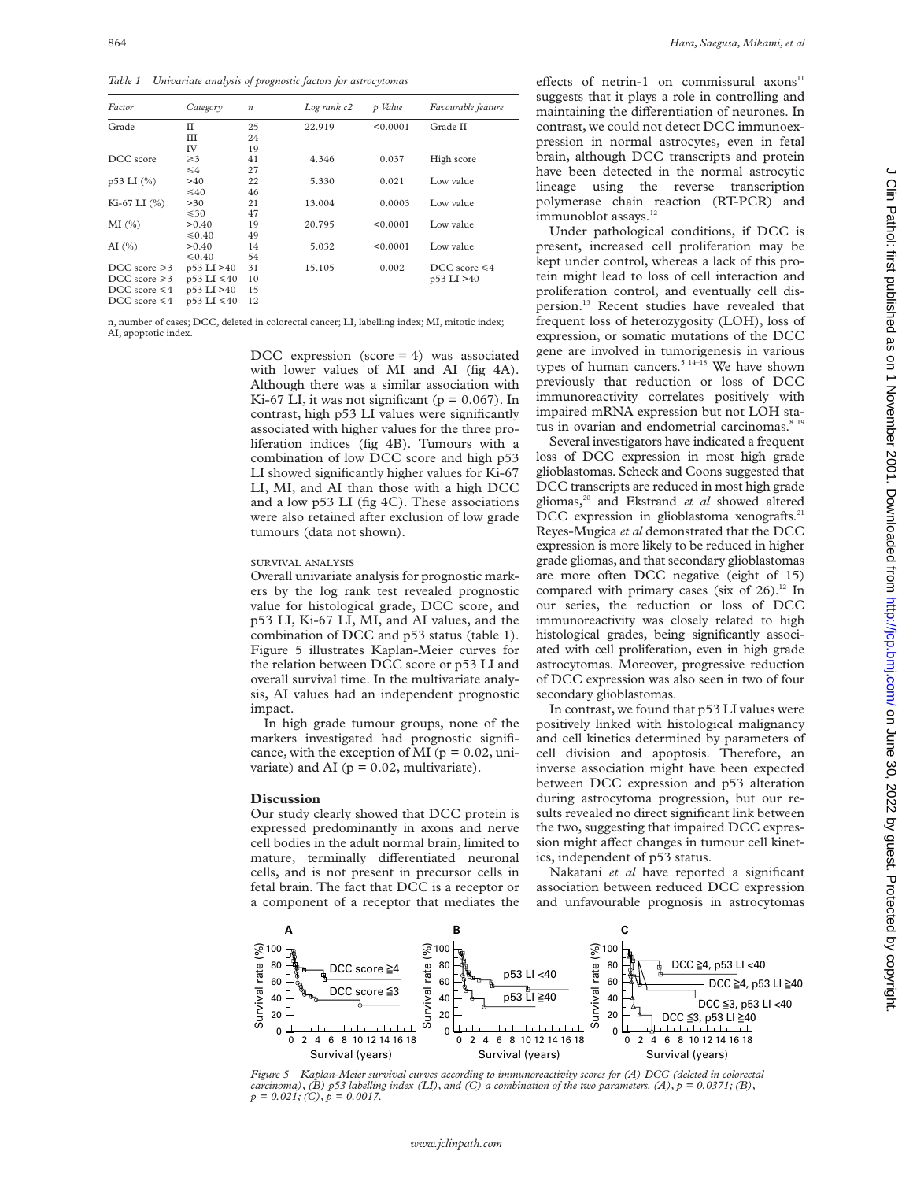*Table 1 Univariate analysis of prognostic factors for astrocytomas*

| Factor | Category | n | Log rank c2 | p Value | Favourable feature |
|---|---|---|---|---|---|
| Grade | II | 25 | 22.919 | <0.0001 | Grade II |
| | III | 24 | | | |
| | IV | 19 | | | |
| DCC score | ⩾3 | 41 | 4.346 | 0.037 | High score |
| | ⩽4 | 27 | | | |
| p53 LI (%) | >40 | 22 | 5.330 | 0.021 | Low value |
| | ⩽40 | 46 | | | |
| Ki-67 LI (%) | >30 | 21 | 13.004 | 0.0003 | Low value |
| | ⩽30 | 47 | | | |
| MI (%) | >0.40 | 19 | 20.795 | <0.0001 | Low value |
| | ⩽0.40 | 49 | | | |
| AI (%) | >0.40 | 14 | 5.032 | <0.0001 | Low value |
| | ⩽0.40 | 54 | | | |
| DCC score ⩾3 | p53 LI >40 | 31 | 15.105 | 0.002 | DCC score ⩽4 |
| DCC score ⩾3 | p53 LI ⩽40 | 10 | | | p53 LI >40 |
| DCC score ⩽4 | p53 LI >40 | 15 | | | |
| DCC score ⩽4 | p53 LI ⩽40 | 12 | | | |

n, number of cases; DCC, deleted in colorectal cancer; LI, labelling index; MI, mitotic index; AI, apoptotic index.

DCC expression (score = 4) was associated with lower values of MI and AI (fig 4A). Although there was a similar association with Ki-67 LI, it was not significant (p = 0.067). In contrast, high p53 LI values were significantly associated with higher values for the three proliferation indices (fig 4B). Tumours with a combination of low DCC score and high p53 LI showed significantly higher values for Ki-67 LI, MI, and AI than those with a high DCC and a low p53 LI (fig 4C). These associations were also retained after exclusion of low grade tumours (data not shown).

SURVIVAL ANALYSIS

Overall univariate analysis for prognostic markers by the log rank test revealed prognostic value for histological grade, DCC score, and p53 LI, Ki-67 LI, MI, and AI values, and the combination of DCC and p53 status (table 1). Figure 5 illustrates Kaplan-Meier curves for the relation between DCC score or p53 LI and overall survival time. In the multivariate analysis, AI values had an independent prognostic impact.

In high grade tumour groups, none of the markers investigated had prognostic significance, with the exception of MI (p = 0.02, univariate) and AI (p = 0.02, multivariate).

## Discussion

Our study clearly showed that DCC protein is expressed predominantly in axons and nerve cell bodies in the adult normal brain, limited to mature, terminally differentiated neuronal cells, and is not present in precursor cells in fetal brain. The fact that DCC is a receptor or a component of a receptor that mediates the effects of netrin-1 on commissural axons[11] suggests that it plays a role in controlling and maintaining the differentiation of neurones. In contrast, we could not detect DCC immunoexpression in normal astrocytes, even in fetal brain, although DCC transcripts and protein have been detected in the normal astrocytic lineage using the reverse transcription polymerase chain reaction (RT-PCR) and immunoblot assays.[12]

Under pathological conditions, if DCC is present, increased cell proliferation may be kept under control, whereas a lack of this protein might lead to loss of cell interaction and proliferation control, and eventually cell dispersion.[13] Recent studies have revealed that frequent loss of heterozygosity (LOH), loss of expression, or somatic mutations of the DCC gene are involved in tumorigenesis in various types of human cancers.[5,14–18] We have shown previously that reduction or loss of DCC immunoreactivity correlates positively with impaired mRNA expression but not LOH status in ovarian and endometrial carcinomas.[8,19]

Several investigators have indicated a frequent loss of DCC expression in most high grade glioblastomas. Scheck and Coons suggested that DCC transcripts are reduced in most high grade gliomas,[20] and Ekstrand *et al* showed altered DCC expression in glioblastoma xenografts.[21] Reyes-Mugica *et al* demonstrated that the DCC expression is more likely to be reduced in higher grade gliomas, and that secondary glioblastomas are more often DCC negative (eight of 15) compared with primary cases (six of 26).[12] In our series, the reduction or loss of DCC immunoreactivity was closely related to high histological grades, being significantly associated with cell proliferation, even in high grade astrocytomas. Moreover, progressive reduction of DCC expression was also seen in two of four secondary glioblastomas.

In contrast, we found that p53 LI values were positively linked with histological malignancy and cell kinetics determined by parameters of cell division and apoptosis. Therefore, an inverse association might have been expected between DCC expression and p53 alteration during astrocytoma progression, but our results revealed no direct significant link between the two, suggesting that impaired DCC expression might affect changes in tumour cell kinetics, independent of p53 status.

Nakatani *et al* have reported a significant association between reduced DCC expression and unfavourable prognosis in astrocytomas

*Figure 5 Kaplan-Meier survival curves according to immunoreactivity scores for (A) DCC (deleted in colorectal carcinoma), (B) p53 labelling index (LI), and (C) a combination of the two parameters. (A), p = 0.0371; (B), p = 0.021; (C), p = 0.0017.*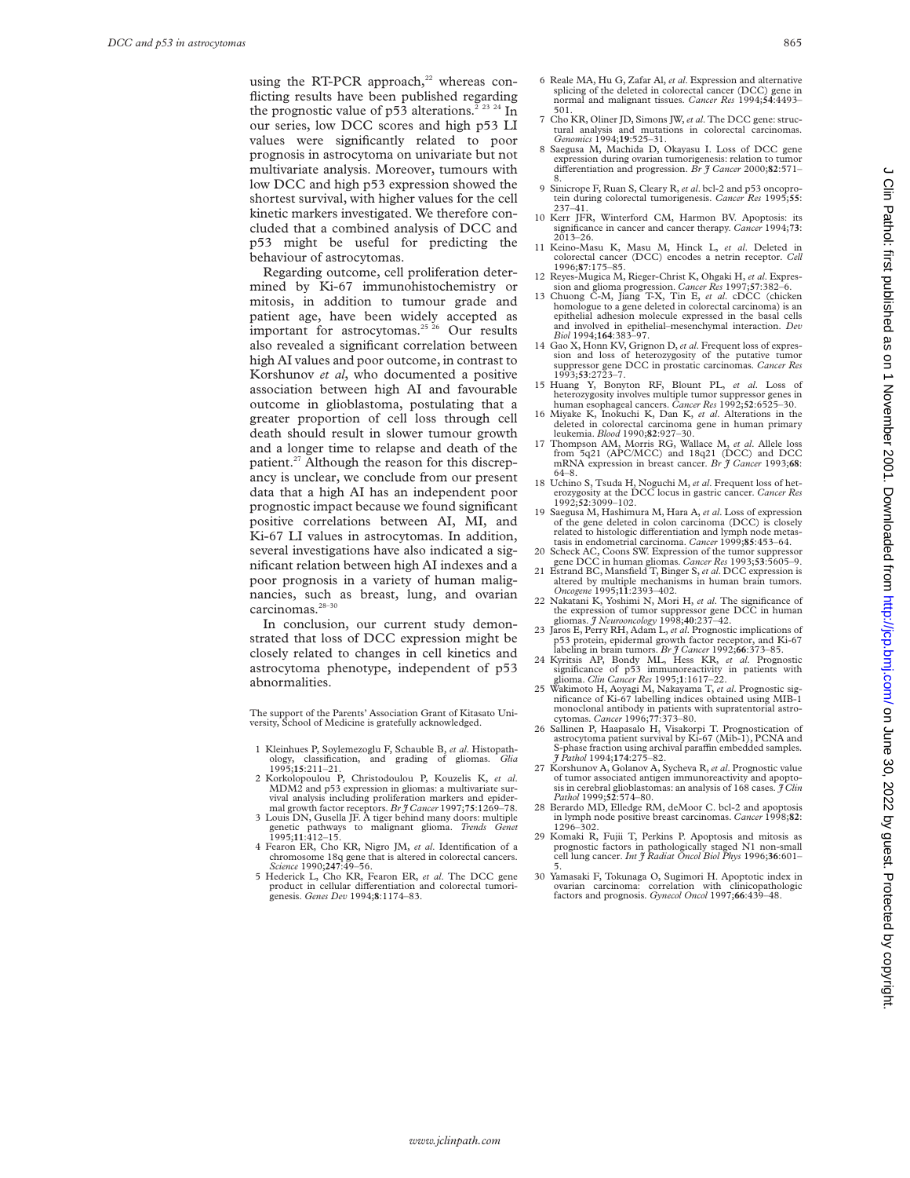using the RT-PCR approach,[22] whereas conflicting results have been published regarding the prognostic value of p53 alterations.[2 23 24] In our series, low DCC scores and high p53 LI values were significantly related to poor prognosis in astrocytoma on univariate but not multivariate analysis. Moreover, tumours with low DCC and high p53 expression showed the shortest survival, with higher values for the cell kinetic markers investigated. We therefore concluded that a combined analysis of DCC and p53 might be useful for predicting the behaviour of astrocytomas.

Regarding outcome, cell proliferation determined by Ki-67 immunohistochemistry or mitosis, in addition to tumour grade and patient age, have been widely accepted as important for astrocytomas.[25 26] Our results also revealed a significant correlation between high AI values and poor outcome, in contrast to Korshunov *et al*, who documented a positive association between high AI and favourable outcome in glioblastoma, postulating that a greater proportion of cell loss through cell death should result in slower tumour growth and a longer time to relapse and death of the patient.[27] Although the reason for this discrepancy is unclear, we conclude from our present data that a high AI has an independent poor prognostic impact because we found significant positive correlations between AI, MI, and Ki-67 LI values in astrocytomas. In addition, several investigations have also indicated a significant relation between high AI indexes and a poor prognosis in a variety of human malignancies, such as breast, lung, and ovarian carcinomas.[28–30]

In conclusion, our current study demonstrated that loss of DCC expression might be closely related to changes in cell kinetics and astrocytoma phenotype, independent of p53 abnormalities.

The support of the Parents' Association Grant of Kitasato University, School of Medicine is gratefully acknowledged.

1 Kleinhues P, Soylemezoglu F, Schauble B, *et al*. Histopathology, classification, and grading of gliomas. *Glia* 1995;**15**:211–21.
2 Korkolopoulou P, Christodoulou P, Kouzelis K, *et al*. MDM2 and p53 expression in gliomas: a multivariate survival analysis including proliferation markers and epidermal growth factor receptors. *Br J Cancer* 1997;**75**:1269–78.
3 Louis DN, Gusella JF. A tiger behind many doors: multiple genetic pathways to malignant glioma. *Trends Genet* 1995;**11**:412–15.
4 Fearon ER, Cho KR, Nigro JM, *et al*. Identification of a chromosome 18q gene that is altered in colorectal cancers. *Science* 1990;**247**:49–56.
5 Hederick L, Cho KR, Fearon ER, *et al*. The DCC gene product in cellular differentiation and colorectal tumorigenesis. *Genes Dev* 1994;**8**:1174–83.
6 Reale MA, Hu G, Zafar Al, *et al*. Expression and alternative splicing of the deleted in colorectal cancer (DCC) gene in normal and malignant tissues. *Cancer Res* 1994;**54**:4493–501.
7 Cho KR, Oliner JD, Simons JW, *et al*. The DCC gene: structural analysis and mutations in colorectal carcinomas. *Genomics* 1994;**19**:525–31.
8 Saegusa M, Machida D, Okayasu I. Loss of DCC gene expression during ovarian tumorigenesis: relation to tumor differentiation and progression. *Br J Cancer* 2000;**82**:571–8.
9 Sinicrope F, Ruan S, Cleary R, *et al*. bcl-2 and p53 oncoprotein during colorectal tumorigenesis. *Cancer Res* 1995;**55**: 237–41.
10 Kerr JFR, Winterford CM, Harmon BV. Apoptosis: its significance in cancer and cancer therapy. *Cancer* 1994;**73**: 2013–26.
11 Keino-Masu K, Masu M, Hinck L, *et al*. Deleted in colorectal cancer (DCC) encodes a netrin receptor. *Cell* 1996;**87**:175–85.
12 Reyes-Mugica M, Rieger-Christ K, Ohgaki H, *et al*. Expression and glioma progression. *Cancer Res* 1997;**57**:382–6.
13 Chuong C-M, Jiang T-X, Tin E, *et al*. cDCC (chicken homologue to a gene deleted in colorectal carcinoma) is an epithelial adhesion molecule expressed in the basal cells and involved in epithelial–mesenchymal interaction. *Dev Biol* 1994;**164**:383–97.
14 Gao X, Honn KV, Grignon D, *et al*. Frequent loss of expression and loss of heterozygosity of the putative tumor suppressor gene DCC in prostatic carcinomas. *Cancer Res* 1993;**53**:2723–7.
15 Huang Y, Bonyton RF, Blount PL, *et al*. Loss of heterozygosity involves multiple tumor suppressor genes in human esophageal cancers. *Cancer Res* 1992;**52**:6525–30.
16 Miyake K, Inokuchi K, Dan K, *et al*. Alterations in the deleted in colorectal carcinoma gene in human primary leukemia. *Blood* 1990;**82**:927–30.
17 Thompson AM, Morris RG, Wallace M, *et al*. Allele loss from 5q21 (APC/MCC) and 18q21 (DCC) and DCC mRNA expression in breast cancer. *Br J Cancer* 1993;**68**: 64–8.
18 Uchino S, Tsuda H, Noguchi M, *et al*. Frequent loss of heterozygosity at the DCC locus in gastric cancer. *Cancer Res* 1992;**52**:3099–102.
19 Saegusa M, Hashimura M, Hara A, *et al*. Loss of expression of the gene deleted in colon carcinoma (DCC) is closely related to histologic differentiation and lymph node metastasis in endometrial carcinoma. *Cancer* 1999;**85**:453–64.
20 Scheck AC, Coons SW. Expression of the tumor suppressor gene DCC in human gliomas. *Cancer Res* 1993;**53**:5605–9.
21 Estrand BC, Mansfield T, Binger S, *et al*. DCC expression is altered by multiple mechanisms in human brain tumors. *Oncogene* 1995;**11**:2393–402.
22 Nakatani K, Yoshimi N, Mori H, *et al*. The significance of the expression of tumor suppressor gene DCC in human gliomas. *J Neurooncology* 1998;**40**:237–42.
23 Jaros E, Perry RH, Adam L, *et al*. Prognostic implications of p53 protein, epidermal growth factor receptor, and Ki-67 labeling in brain tumors. *Br J Cancer* 1992;**66**:373–85.
24 Kyritsis AP, Bondy ML, Hess KR, *et al*. Prognostic significance of p53 immunoreactivity in patients with glioma. *Clin Cancer Res* 1995;**1**:1617–22.
25 Wakimoto H, Aoyagi M, Nakayama T, *et al*. Prognostic significance of Ki-67 labelling indices obtained using MIB-1 monoclonal antibody in patients with supratentorial astrocytomas. *Cancer* 1996;**77**:373–80.
26 Sallinen P, Haapasalo H, Visakorpi T. Prognostication of astrocytoma patient survival by Ki-67 (Mib-1), PCNA and S-phase fraction using archival paraffin embedded samples. *J Pathol* 1994;**174**:275–82.
27 Korshunov A, Golanov A, Sycheva R, *et al*. Prognostic value of tumor associated antigen immunoreactivity and apoptosis in cerebral glioblastomas: an analysis of 168 cases. *J Clin Pathol* 1999;**52**:574–80.
28 Berardo MD, Elledge RM, deMoor C. bcl-2 and apoptosis in lymph node positive breast carcinomas. *Cancer* 1998;**82**: 1296–302.
29 Komaki R, Fujii T, Perkins P. Apoptosis and mitosis as prognostic factors in pathologically staged N1 non-small cell lung cancer. *Int J Radiat Oncol Biol Phys* 1996;**36**:601–5.
30 Yamasaki F, Tokunaga O, Sugimori H. Apoptotic index in ovarian carcinoma: correlation with clinicopathologic factors and prognosis. *Gynecol Oncol* 1997;**66**:439–48.